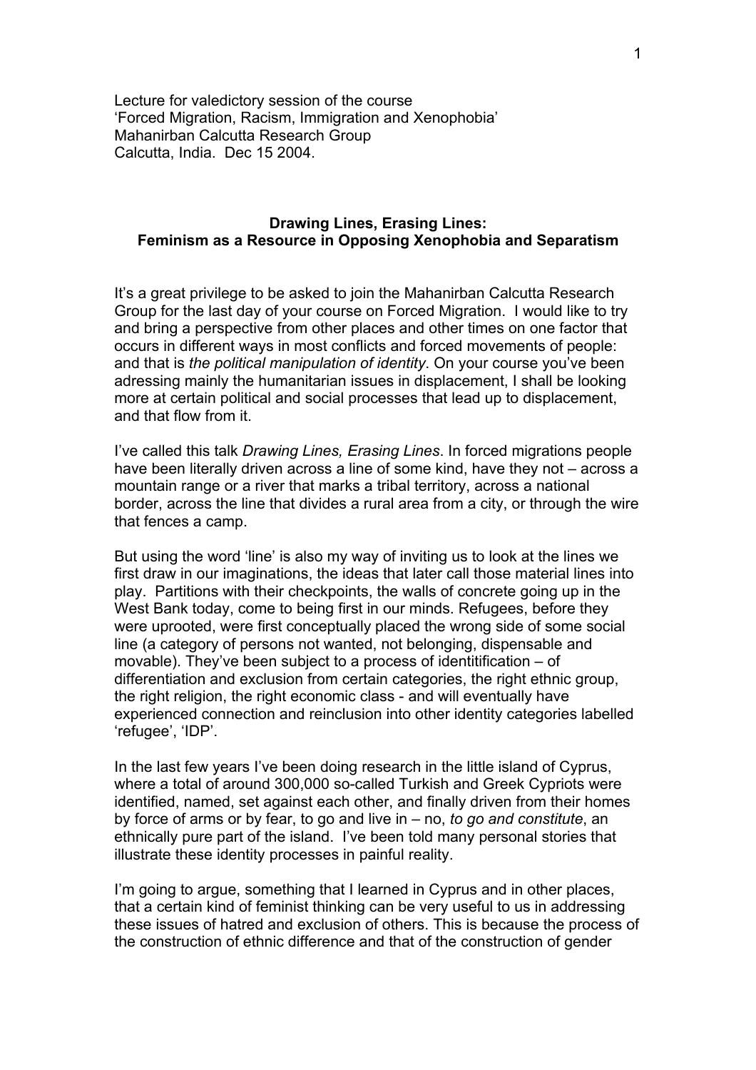Lecture for valedictory session of the course
'Forced Migration, Racism, Immigration and Xenophobia'
Mahanirban Calcutta Research Group
Calcutta, India. Dec 15 2004.

## Drawing Lines, Erasing Lines: Feminism as a Resource in Opposing Xenophobia and Separatism

It's a great privilege to be asked to join the Mahanirban Calcutta Research Group for the last day of your course on Forced Migration. I would like to try and bring a perspective from other places and other times on one factor that occurs in different ways in most conflicts and forced movements of people: and that is *the political manipulation of identity*. On your course you've been adressing mainly the humanitarian issues in displacement, I shall be looking more at certain political and social processes that lead up to displacement, and that flow from it.

I've called this talk *Drawing Lines, Erasing Lines*. In forced migrations people have been literally driven across a line of some kind, have they not – across a mountain range or a river that marks a tribal territory, across a national border, across the line that divides a rural area from a city, or through the wire that fences a camp.

But using the word 'line' is also my way of inviting us to look at the lines we first draw in our imaginations, the ideas that later call those material lines into play. Partitions with their checkpoints, the walls of concrete going up in the West Bank today, come to being first in our minds. Refugees, before they were uprooted, were first conceptually placed the wrong side of some social line (a category of persons not wanted, not belonging, dispensable and movable). They've been subject to a process of identitification – of differentiation and exclusion from certain categories, the right ethnic group, the right religion, the right economic class - and will eventually have experienced connection and reinclusion into other identity categories labelled 'refugee', 'IDP'.

In the last few years I've been doing research in the little island of Cyprus, where a total of around 300,000 so-called Turkish and Greek Cypriots were identified, named, set against each other, and finally driven from their homes by force of arms or by fear, to go and live in – no, *to go and constitute*, an ethnically pure part of the island. I've been told many personal stories that illustrate these identity processes in painful reality.

I'm going to argue, something that I learned in Cyprus and in other places, that a certain kind of feminist thinking can be very useful to us in addressing these issues of hatred and exclusion of others. This is because the process of the construction of ethnic difference and that of the construction of gender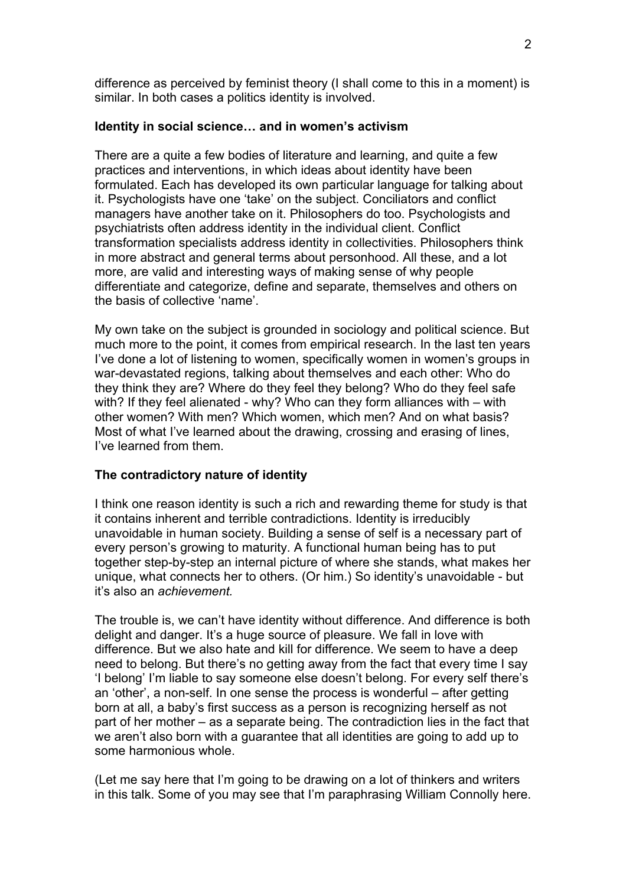difference as perceived by feminist theory (I shall come to this in a moment) is similar. In both cases a politics identity is involved.

## Identity in social science… and in women's activism

There are a quite a few bodies of literature and learning, and quite a few practices and interventions, in which ideas about identity have been formulated. Each has developed its own particular language for talking about it. Psychologists have one 'take' on the subject. Conciliators and conflict managers have another take on it. Philosophers do too. Psychologists and psychiatrists often address identity in the individual client. Conflict transformation specialists address identity in collectivities. Philosophers think in more abstract and general terms about personhood. All these, and a lot more, are valid and interesting ways of making sense of why people differentiate and categorize, define and separate, themselves and others on the basis of collective 'name'.

My own take on the subject is grounded in sociology and political science. But much more to the point, it comes from empirical research. In the last ten years I've done a lot of listening to women, specifically women in women's groups in war-devastated regions, talking about themselves and each other: Who do they think they are? Where do they feel they belong? Who do they feel safe with? If they feel alienated - why? Who can they form alliances with – with other women? With men? Which women, which men? And on what basis? Most of what I've learned about the drawing, crossing and erasing of lines, I've learned from them.

## The contradictory nature of identity

I think one reason identity is such a rich and rewarding theme for study is that it contains inherent and terrible contradictions. Identity is irreducibly unavoidable in human society. Building a sense of self is a necessary part of every person's growing to maturity. A functional human being has to put together step-by-step an internal picture of where she stands, what makes her unique, what connects her to others. (Or him.) So identity's unavoidable - but it's also an *achievement.*

The trouble is, we can't have identity without difference. And difference is both delight and danger. It's a huge source of pleasure. We fall in love with difference. But we also hate and kill for difference. We seem to have a deep need to belong. But there's no getting away from the fact that every time I say 'I belong' I'm liable to say someone else doesn't belong. For every self there's an 'other', a non-self. In one sense the process is wonderful – after getting born at all, a baby's first success as a person is recognizing herself as not part of her mother – as a separate being. The contradiction lies in the fact that we aren't also born with a guarantee that all identities are going to add up to some harmonious whole.

(Let me say here that I'm going to be drawing on a lot of thinkers and writers in this talk. Some of you may see that I'm paraphrasing William Connolly here.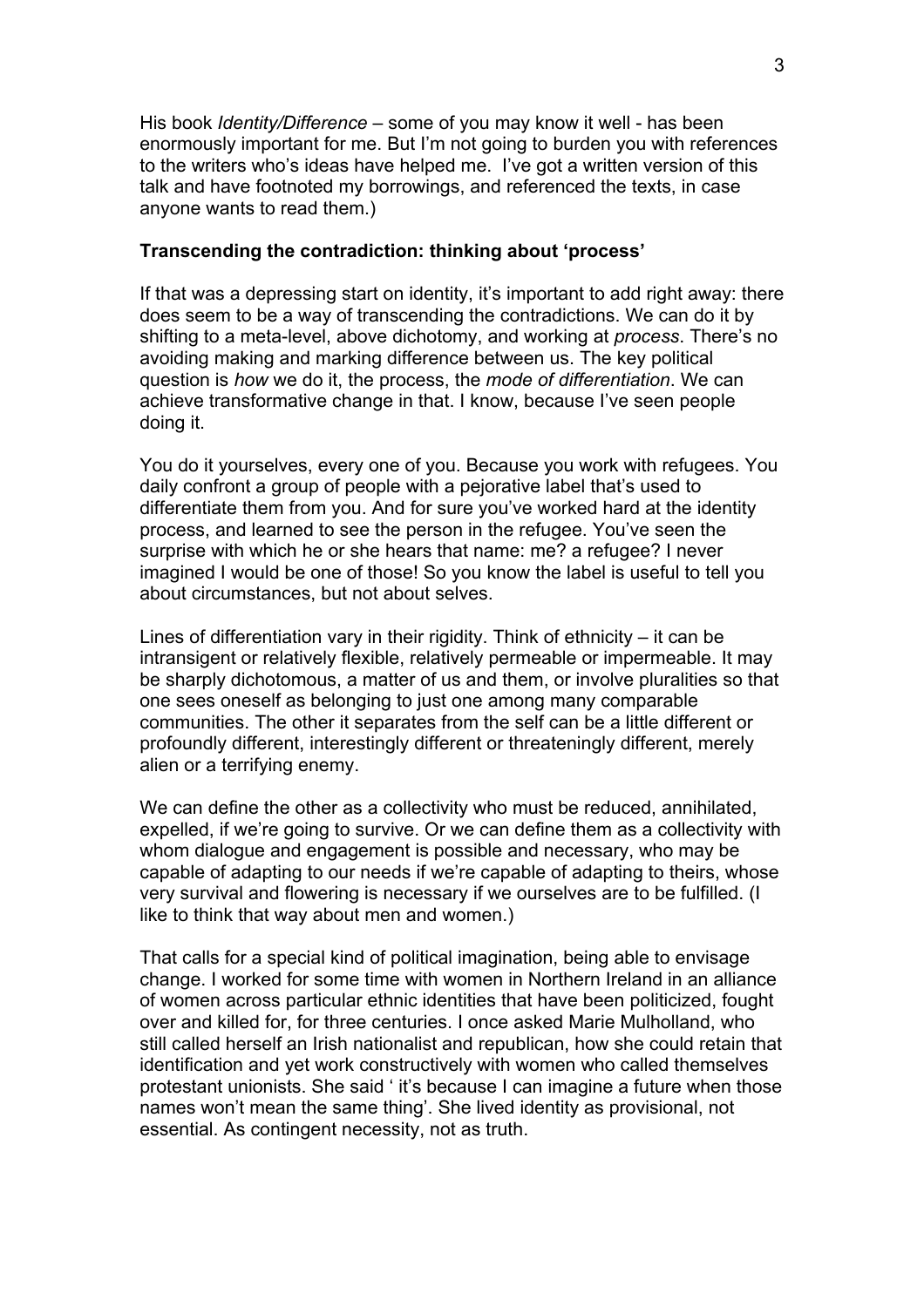His book *Identity/Difference* – some of you may know it well - has been enormously important for me. But I'm not going to burden you with references to the writers who's ideas have helped me. I've got a written version of this talk and have footnoted my borrowings, and referenced the texts, in case anyone wants to read them.)

**Transcending the contradiction: thinking about 'process'**

If that was a depressing start on identity, it's important to add right away: there does seem to be a way of transcending the contradictions. We can do it by shifting to a meta-level, above dichotomy, and working at *process*. There's no avoiding making and marking difference between us. The key political question is *how* we do it, the process, the *mode of differentiation*. We can achieve transformative change in that. I know, because I've seen people doing it.

You do it yourselves, every one of you. Because you work with refugees. You daily confront a group of people with a pejorative label that's used to differentiate them from you. And for sure you've worked hard at the identity process, and learned to see the person in the refugee. You've seen the surprise with which he or she hears that name: me? a refugee? I never imagined I would be one of those! So you know the label is useful to tell you about circumstances, but not about selves.

Lines of differentiation vary in their rigidity. Think of ethnicity – it can be intransigent or relatively flexible, relatively permeable or impermeable. It may be sharply dichotomous, a matter of us and them, or involve pluralities so that one sees oneself as belonging to just one among many comparable communities. The other it separates from the self can be a little different or profoundly different, interestingly different or threateningly different, merely alien or a terrifying enemy.

We can define the other as a collectivity who must be reduced, annihilated, expelled, if we're going to survive. Or we can define them as a collectivity with whom dialogue and engagement is possible and necessary, who may be capable of adapting to our needs if we're capable of adapting to theirs, whose very survival and flowering is necessary if we ourselves are to be fulfilled. (I like to think that way about men and women.)

That calls for a special kind of political imagination, being able to envisage change. I worked for some time with women in Northern Ireland in an alliance of women across particular ethnic identities that have been politicized, fought over and killed for, for three centuries. I once asked Marie Mulholland, who still called herself an Irish nationalist and republican, how she could retain that identification and yet work constructively with women who called themselves protestant unionists. She said ' it's because I can imagine a future when those names won't mean the same thing'. She lived identity as provisional, not essential. As contingent necessity, not as truth.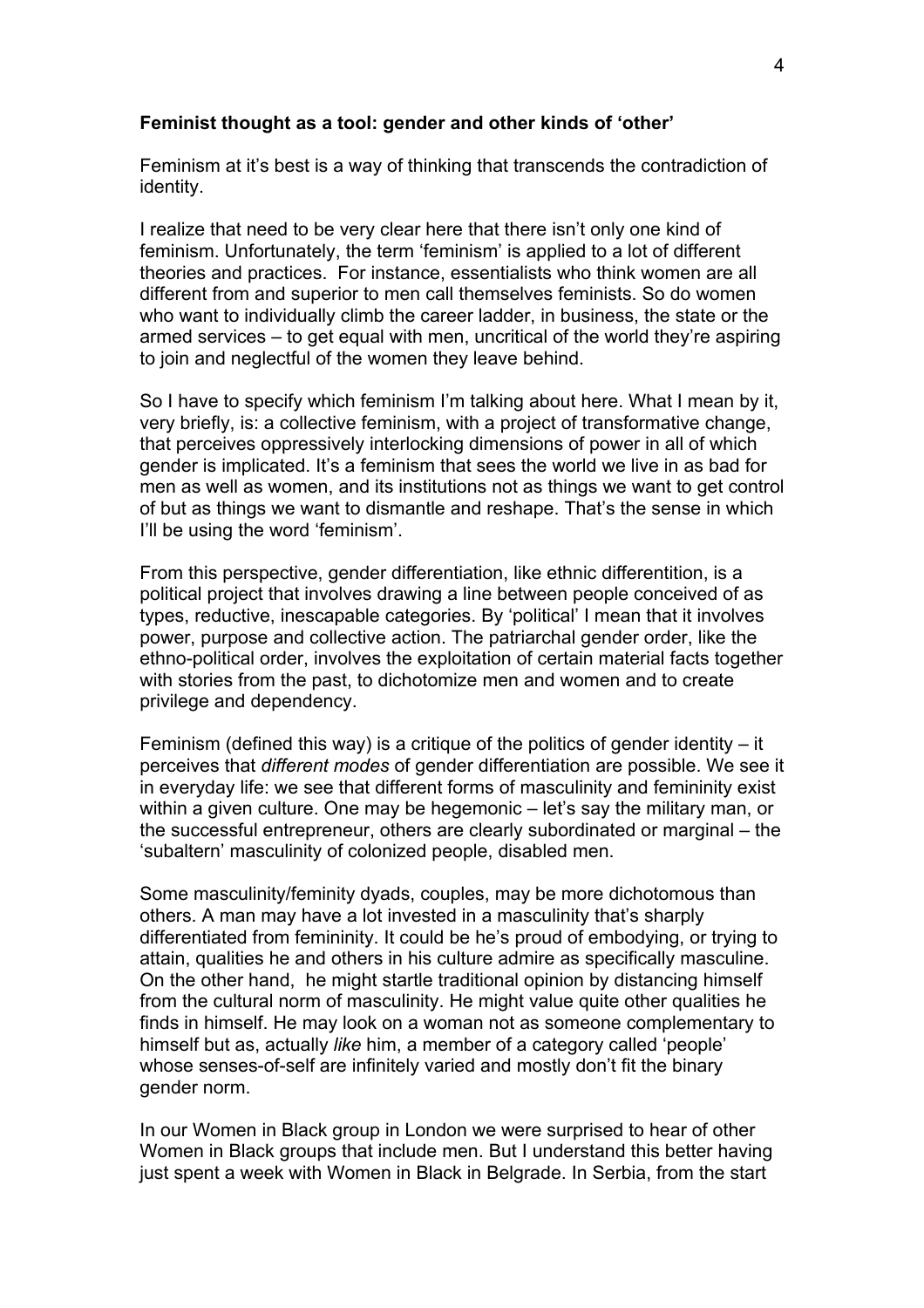**Feminist thought as a tool: gender and other kinds of 'other'**

Feminism at it's best is a way of thinking that transcends the contradiction of identity.

I realize that need to be very clear here that there isn't only one kind of feminism. Unfortunately, the term 'feminism' is applied to a lot of different theories and practices. For instance, essentialists who think women are all different from and superior to men call themselves feminists. So do women who want to individually climb the career ladder, in business, the state or the armed services – to get equal with men, uncritical of the world they're aspiring to join and neglectful of the women they leave behind.

So I have to specify which feminism I'm talking about here. What I mean by it, very briefly, is: a collective feminism, with a project of transformative change, that perceives oppressively interlocking dimensions of power in all of which gender is implicated. It's a feminism that sees the world we live in as bad for men as well as women, and its institutions not as things we want to get control of but as things we want to dismantle and reshape. That's the sense in which I'll be using the word 'feminism'.

From this perspective, gender differentiation, like ethnic differentition, is a political project that involves drawing a line between people conceived of as types, reductive, inescapable categories. By 'political' I mean that it involves power, purpose and collective action. The patriarchal gender order, like the ethno-political order, involves the exploitation of certain material facts together with stories from the past, to dichotomize men and women and to create privilege and dependency.

Feminism (defined this way) is a critique of the politics of gender identity – it perceives that *different modes* of gender differentiation are possible. We see it in everyday life: we see that different forms of masculinity and femininity exist within a given culture. One may be hegemonic – let's say the military man, or the successful entrepreneur, others are clearly subordinated or marginal – the 'subaltern' masculinity of colonized people, disabled men.

Some masculinity/feminity dyads, couples, may be more dichotomous than others. A man may have a lot invested in a masculinity that's sharply differentiated from femininity. It could be he's proud of embodying, or trying to attain, qualities he and others in his culture admire as specifically masculine. On the other hand, he might startle traditional opinion by distancing himself from the cultural norm of masculinity. He might value quite other qualities he finds in himself. He may look on a woman not as someone complementary to himself but as, actually *like* him, a member of a category called 'people' whose senses-of-self are infinitely varied and mostly don't fit the binary gender norm.

In our Women in Black group in London we were surprised to hear of other Women in Black groups that include men. But I understand this better having just spent a week with Women in Black in Belgrade. In Serbia, from the start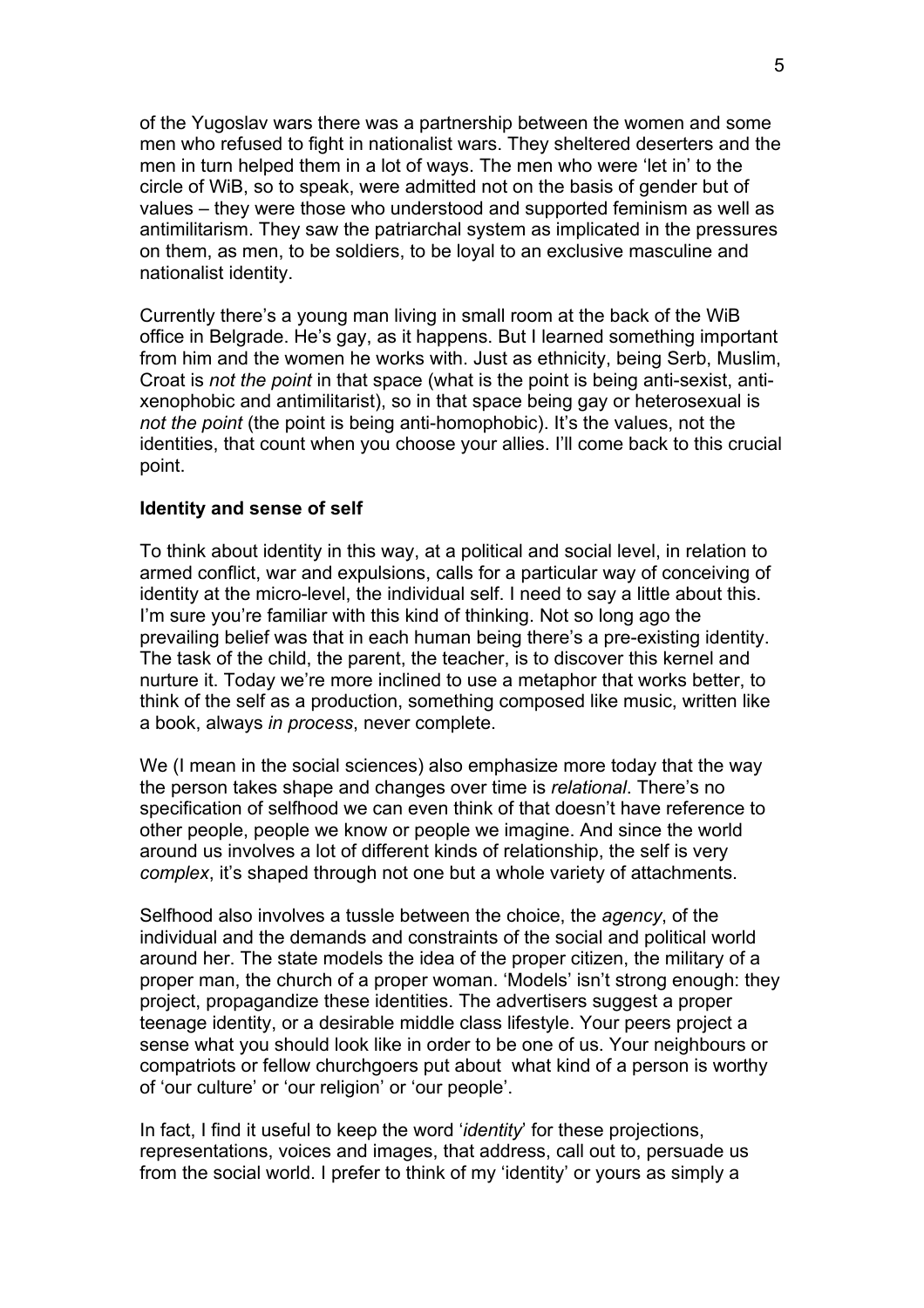of the Yugoslav wars there was a partnership between the women and some men who refused to fight in nationalist wars. They sheltered deserters and the men in turn helped them in a lot of ways. The men who were 'let in' to the circle of WiB, so to speak, were admitted not on the basis of gender but of values – they were those who understood and supported feminism as well as antimilitarism. They saw the patriarchal system as implicated in the pressures on them, as men, to be soldiers, to be loyal to an exclusive masculine and nationalist identity.

Currently there's a young man living in small room at the back of the WiB office in Belgrade. He's gay, as it happens. But I learned something important from him and the women he works with. Just as ethnicity, being Serb, Muslim, Croat is *not the point* in that space (what is the point is being anti-sexist, anti-xenophobic and antimilitarist), so in that space being gay or heterosexual is *not the point* (the point is being anti-homophobic). It's the values, not the identities, that count when you choose your allies. I'll come back to this crucial point.

**Identity and sense of self**

To think about identity in this way, at a political and social level, in relation to armed conflict, war and expulsions, calls for a particular way of conceiving of identity at the micro-level, the individual self. I need to say a little about this. I'm sure you're familiar with this kind of thinking. Not so long ago the prevailing belief was that in each human being there's a pre-existing identity. The task of the child, the parent, the teacher, is to discover this kernel and nurture it. Today we're more inclined to use a metaphor that works better, to think of the self as a production, something composed like music, written like a book, always *in process*, never complete.

We (I mean in the social sciences) also emphasize more today that the way the person takes shape and changes over time is *relational*. There's no specification of selfhood we can even think of that doesn't have reference to other people, people we know or people we imagine. And since the world around us involves a lot of different kinds of relationship, the self is very *complex*, it's shaped through not one but a whole variety of attachments.

Selfhood also involves a tussle between the choice, the *agency*, of the individual and the demands and constraints of the social and political world around her. The state models the idea of the proper citizen, the military of a proper man, the church of a proper woman. 'Models' isn't strong enough: they project, propagandize these identities. The advertisers suggest a proper teenage identity, or a desirable middle class lifestyle. Your peers project a sense what you should look like in order to be one of us. Your neighbours or compatriots or fellow churchgoers put about what kind of a person is worthy of 'our culture' or 'our religion' or 'our people'.

In fact, I find it useful to keep the word '*identity*' for these projections, representations, voices and images, that address, call out to, persuade us from the social world. I prefer to think of my 'identity' or yours as simply a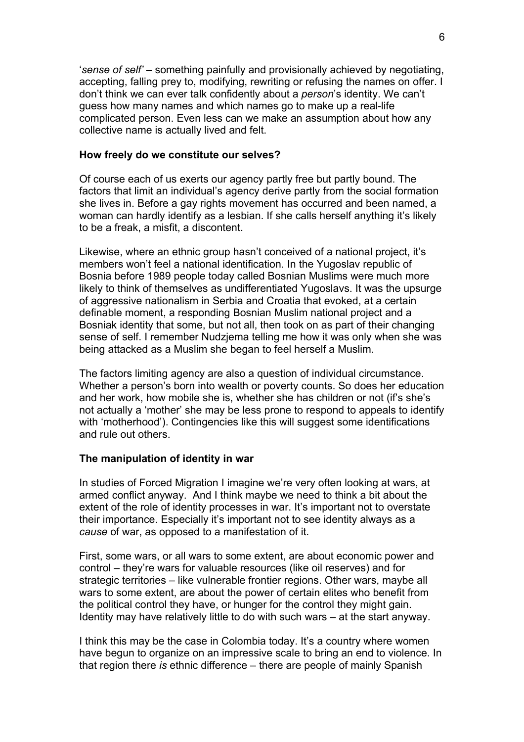'*sense of self*' – something painfully and provisionally achieved by negotiating, accepting, falling prey to, modifying, rewriting or refusing the names on offer. I don't think we can ever talk confidently about a *person*'s identity. We can't guess how many names and which names go to make up a real-life complicated person. Even less can we make an assumption about how any collective name is actually lived and felt.

**How freely do we constitute our selves?**

Of course each of us exerts our agency partly free but partly bound. The factors that limit an individual's agency derive partly from the social formation she lives in. Before a gay rights movement has occurred and been named, a woman can hardly identify as a lesbian. If she calls herself anything it's likely to be a freak, a misfit, a discontent.

Likewise, where an ethnic group hasn't conceived of a national project, it's members won't feel a national identification. In the Yugoslav republic of Bosnia before 1989 people today called Bosnian Muslims were much more likely to think of themselves as undifferentiated Yugoslavs. It was the upsurge of aggressive nationalism in Serbia and Croatia that evoked, at a certain definable moment, a responding Bosnian Muslim national project and a Bosniak identity that some, but not all, then took on as part of their changing sense of self. I remember Nudzjema telling me how it was only when she was being attacked as a Muslim she began to feel herself a Muslim.

The factors limiting agency are also a question of individual circumstance. Whether a person's born into wealth or poverty counts. So does her education and her work, how mobile she is, whether she has children or not (if's she's not actually a 'mother' she may be less prone to respond to appeals to identify with 'motherhood'). Contingencies like this will suggest some identifications and rule out others.

**The manipulation of identity in war**

In studies of Forced Migration I imagine we're very often looking at wars, at armed conflict anyway. And I think maybe we need to think a bit about the extent of the role of identity processes in war. It's important not to overstate their importance. Especially it's important not to see identity always as a *cause* of war, as opposed to a manifestation of it.

First, some wars, or all wars to some extent, are about economic power and control – they're wars for valuable resources (like oil reserves) and for strategic territories – like vulnerable frontier regions. Other wars, maybe all wars to some extent, are about the power of certain elites who benefit from the political control they have, or hunger for the control they might gain. Identity may have relatively little to do with such wars – at the start anyway.

I think this may be the case in Colombia today. It's a country where women have begun to organize on an impressive scale to bring an end to violence. In that region there *is* ethnic difference – there are people of mainly Spanish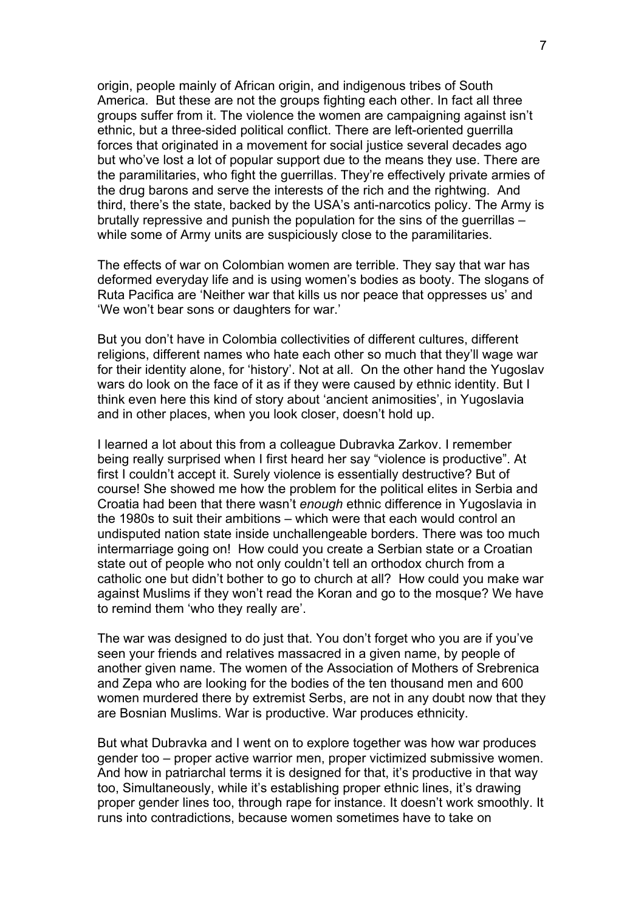origin, people mainly of African origin, and indigenous tribes of South America. But these are not the groups fighting each other. In fact all three groups suffer from it. The violence the women are campaigning against isn't ethnic, but a three-sided political conflict. There are left-oriented guerrilla forces that originated in a movement for social justice several decades ago but who've lost a lot of popular support due to the means they use. There are the paramilitaries, who fight the guerrillas. They're effectively private armies of the drug barons and serve the interests of the rich and the rightwing. And third, there's the state, backed by the USA's anti-narcotics policy. The Army is brutally repressive and punish the population for the sins of the guerrillas – while some of Army units are suspiciously close to the paramilitaries.

The effects of war on Colombian women are terrible. They say that war has deformed everyday life and is using women's bodies as booty. The slogans of Ruta Pacifica are 'Neither war that kills us nor peace that oppresses us' and 'We won't bear sons or daughters for war.'

But you don't have in Colombia collectivities of different cultures, different religions, different names who hate each other so much that they'll wage war for their identity alone, for 'history'. Not at all. On the other hand the Yugoslav wars do look on the face of it as if they were caused by ethnic identity. But I think even here this kind of story about 'ancient animosities', in Yugoslavia and in other places, when you look closer, doesn't hold up.

I learned a lot about this from a colleague Dubravka Zarkov. I remember being really surprised when I first heard her say "violence is productive". At first I couldn't accept it. Surely violence is essentially destructive? But of course! She showed me how the problem for the political elites in Serbia and Croatia had been that there wasn't *enough* ethnic difference in Yugoslavia in the 1980s to suit their ambitions – which were that each would control an undisputed nation state inside unchallengeable borders. There was too much intermarriage going on! How could you create a Serbian state or a Croatian state out of people who not only couldn't tell an orthodox church from a catholic one but didn't bother to go to church at all? How could you make war against Muslims if they won't read the Koran and go to the mosque? We have to remind them 'who they really are'.

The war was designed to do just that. You don't forget who you are if you've seen your friends and relatives massacred in a given name, by people of another given name. The women of the Association of Mothers of Srebrenica and Zepa who are looking for the bodies of the ten thousand men and 600 women murdered there by extremist Serbs, are not in any doubt now that they are Bosnian Muslims. War is productive. War produces ethnicity.

But what Dubravka and I went on to explore together was how war produces gender too – proper active warrior men, proper victimized submissive women. And how in patriarchal terms it is designed for that, it's productive in that way too, Simultaneously, while it's establishing proper ethnic lines, it's drawing proper gender lines too, through rape for instance. It doesn't work smoothly. It runs into contradictions, because women sometimes have to take on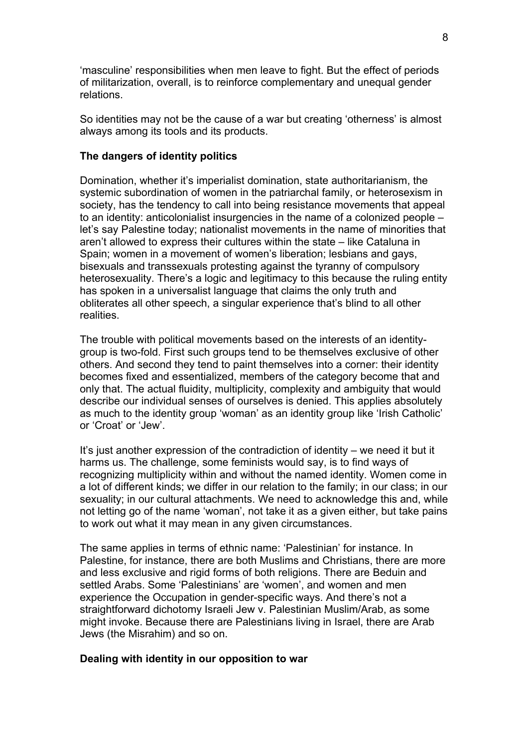'masculine' responsibilities when men leave to fight. But the effect of periods of militarization, overall, is to reinforce complementary and unequal gender relations.

So identities may not be the cause of a war but creating 'otherness' is almost always among its tools and its products.

**The dangers of identity politics**

Domination, whether it's imperialist domination, state authoritarianism, the systemic subordination of women in the patriarchal family, or heterosexism in society, has the tendency to call into being resistance movements that appeal to an identity: anticolonialist insurgencies in the name of a colonized people – let's say Palestine today; nationalist movements in the name of minorities that aren't allowed to express their cultures within the state – like Cataluna in Spain; women in a movement of women's liberation; lesbians and gays, bisexuals and transsexuals protesting against the tyranny of compulsory heterosexuality. There's a logic and legitimacy to this because the ruling entity has spoken in a universalist language that claims the only truth and obliterates all other speech, a singular experience that's blind to all other realities.

The trouble with political movements based on the interests of an identity-group is two-fold. First such groups tend to be themselves exclusive of other others. And second they tend to paint themselves into a corner: their identity becomes fixed and essentialized, members of the category become that and only that. The actual fluidity, multiplicity, complexity and ambiguity that would describe our individual senses of ourselves is denied. This applies absolutely as much to the identity group 'woman' as an identity group like 'Irish Catholic' or 'Croat' or 'Jew'.

It's just another expression of the contradiction of identity – we need it but it harms us. The challenge, some feminists would say, is to find ways of recognizing multiplicity within and without the named identity. Women come in a lot of different kinds; we differ in our relation to the family; in our class; in our sexuality; in our cultural attachments. We need to acknowledge this and, while not letting go of the name 'woman', not take it as a given either, but take pains to work out what it may mean in any given circumstances.

The same applies in terms of ethnic name: 'Palestinian' for instance. In Palestine, for instance, there are both Muslims and Christians, there are more and less exclusive and rigid forms of both religions. There are Beduin and settled Arabs. Some 'Palestinians' are 'women', and women and men experience the Occupation in gender-specific ways. And there's not a straightforward dichotomy Israeli Jew v. Palestinian Muslim/Arab, as some might invoke. Because there are Palestinians living in Israel, there are Arab Jews (the Misrahim) and so on.

**Dealing with identity in our opposition to war**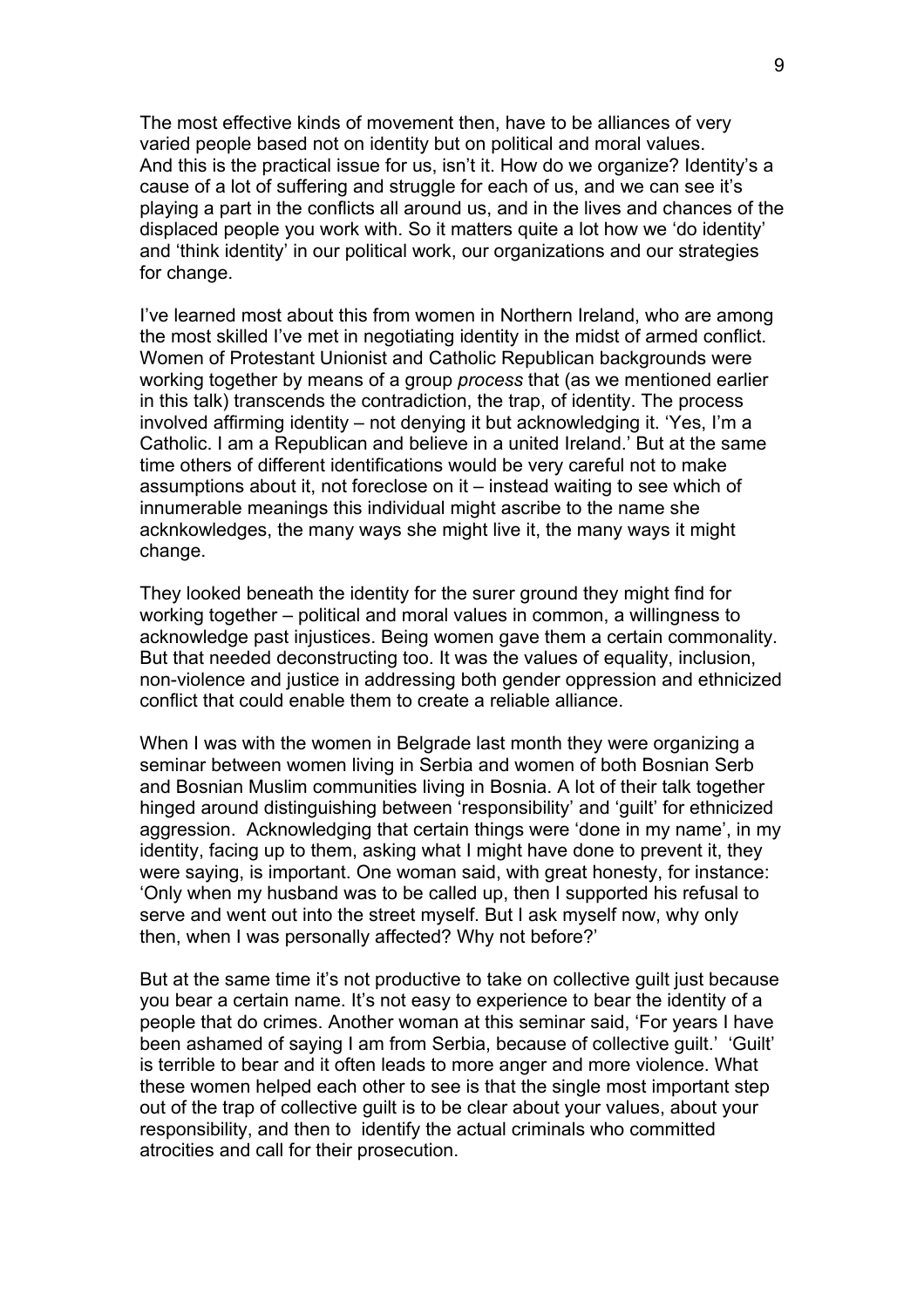The most effective kinds of movement then, have to be alliances of very varied people based not on identity but on political and moral values. And this is the practical issue for us, isn't it. How do we organize? Identity's a cause of a lot of suffering and struggle for each of us, and we can see it's playing a part in the conflicts all around us, and in the lives and chances of the displaced people you work with. So it matters quite a lot how we 'do identity' and 'think identity' in our political work, our organizations and our strategies for change.

I've learned most about this from women in Northern Ireland, who are among the most skilled I've met in negotiating identity in the midst of armed conflict. Women of Protestant Unionist and Catholic Republican backgrounds were working together by means of a group *process* that (as we mentioned earlier in this talk) transcends the contradiction, the trap, of identity. The process involved affirming identity – not denying it but acknowledging it. 'Yes, I'm a Catholic. I am a Republican and believe in a united Ireland.' But at the same time others of different identifications would be very careful not to make assumptions about it, not foreclose on it – instead waiting to see which of innumerable meanings this individual might ascribe to the name she acknkowledges, the many ways she might live it, the many ways it might change.

They looked beneath the identity for the surer ground they might find for working together – political and moral values in common, a willingness to acknowledge past injustices. Being women gave them a certain commonality. But that needed deconstructing too. It was the values of equality, inclusion, non-violence and justice in addressing both gender oppression and ethnicized conflict that could enable them to create a reliable alliance.

When I was with the women in Belgrade last month they were organizing a seminar between women living in Serbia and women of both Bosnian Serb and Bosnian Muslim communities living in Bosnia. A lot of their talk together hinged around distinguishing between 'responsibility' and 'guilt' for ethnicized aggression. Acknowledging that certain things were 'done in my name', in my identity, facing up to them, asking what I might have done to prevent it, they were saying, is important. One woman said, with great honesty, for instance: 'Only when my husband was to be called up, then I supported his refusal to serve and went out into the street myself. But I ask myself now, why only then, when I was personally affected? Why not before?'

But at the same time it's not productive to take on collective guilt just because you bear a certain name. It's not easy to experience to bear the identity of a people that do crimes. Another woman at this seminar said, 'For years I have been ashamed of saying I am from Serbia, because of collective guilt.' 'Guilt' is terrible to bear and it often leads to more anger and more violence. What these women helped each other to see is that the single most important step out of the trap of collective guilt is to be clear about your values, about your responsibility, and then to identify the actual criminals who committed atrocities and call for their prosecution.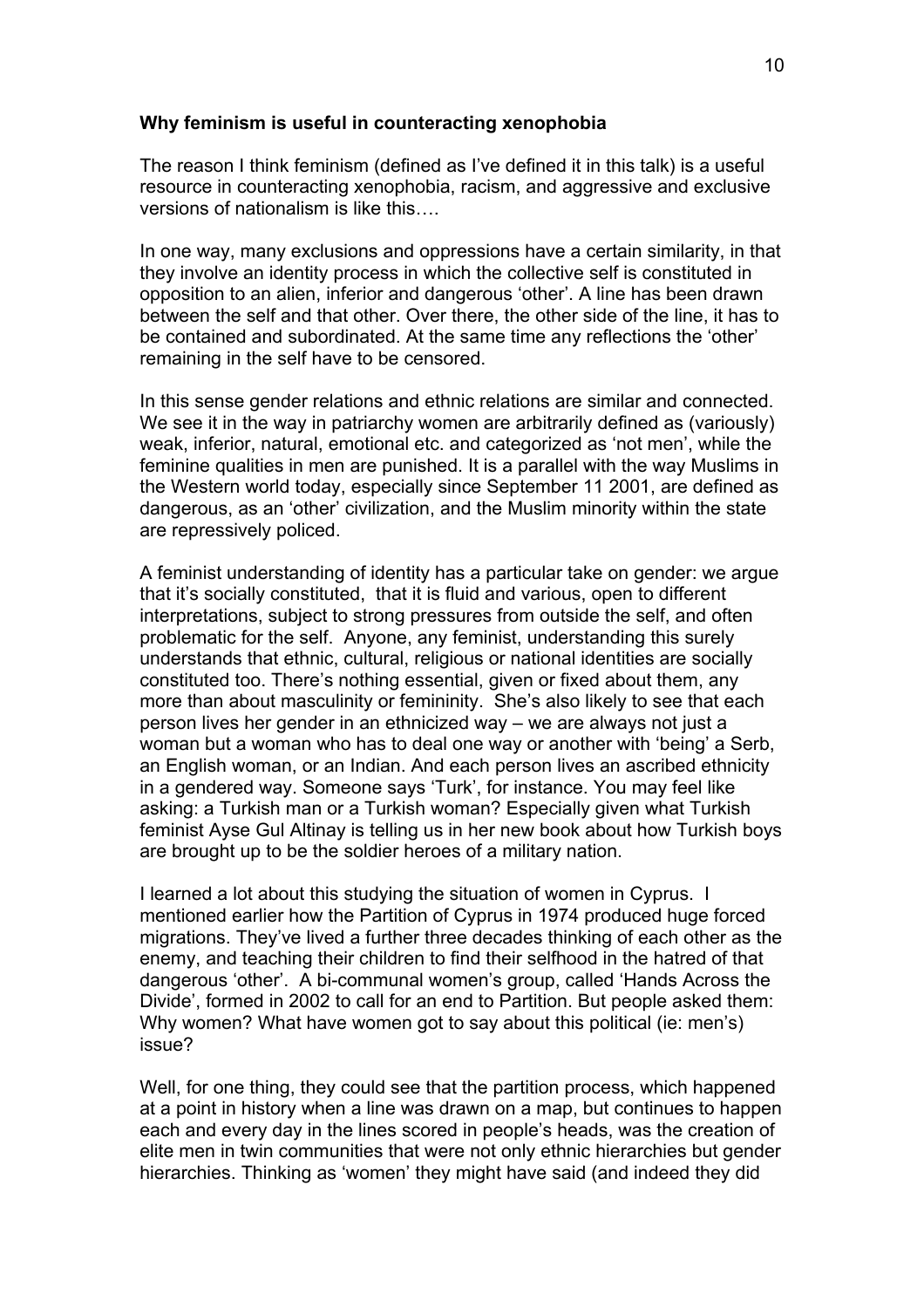**Why feminism is useful in counteracting xenophobia**

The reason I think feminism (defined as I've defined it in this talk) is a useful resource in counteracting xenophobia, racism, and aggressive and exclusive versions of nationalism is like this….

In one way, many exclusions and oppressions have a certain similarity, in that they involve an identity process in which the collective self is constituted in opposition to an alien, inferior and dangerous 'other'. A line has been drawn between the self and that other. Over there, the other side of the line, it has to be contained and subordinated. At the same time any reflections the 'other' remaining in the self have to be censored.

In this sense gender relations and ethnic relations are similar and connected. We see it in the way in patriarchy women are arbitrarily defined as (variously) weak, inferior, natural, emotional etc. and categorized as 'not men', while the feminine qualities in men are punished. It is a parallel with the way Muslims in the Western world today, especially since September 11 2001, are defined as dangerous, as an 'other' civilization, and the Muslim minority within the state are repressively policed.

A feminist understanding of identity has a particular take on gender: we argue that it's socially constituted, that it is fluid and various, open to different interpretations, subject to strong pressures from outside the self, and often problematic for the self. Anyone, any feminist, understanding this surely understands that ethnic, cultural, religious or national identities are socially constituted too. There's nothing essential, given or fixed about them, any more than about masculinity or femininity. She's also likely to see that each person lives her gender in an ethnicized way – we are always not just a woman but a woman who has to deal one way or another with 'being' a Serb, an English woman, or an Indian. And each person lives an ascribed ethnicity in a gendered way. Someone says 'Turk', for instance. You may feel like asking: a Turkish man or a Turkish woman? Especially given what Turkish feminist Ayse Gul Altinay is telling us in her new book about how Turkish boys are brought up to be the soldier heroes of a military nation.

I learned a lot about this studying the situation of women in Cyprus. I mentioned earlier how the Partition of Cyprus in 1974 produced huge forced migrations. They've lived a further three decades thinking of each other as the enemy, and teaching their children to find their selfhood in the hatred of that dangerous 'other'. A bi-communal women's group, called 'Hands Across the Divide', formed in 2002 to call for an end to Partition. But people asked them: Why women? What have women got to say about this political (ie: men's) issue?

Well, for one thing, they could see that the partition process, which happened at a point in history when a line was drawn on a map, but continues to happen each and every day in the lines scored in people's heads, was the creation of elite men in twin communities that were not only ethnic hierarchies but gender hierarchies. Thinking as 'women' they might have said (and indeed they did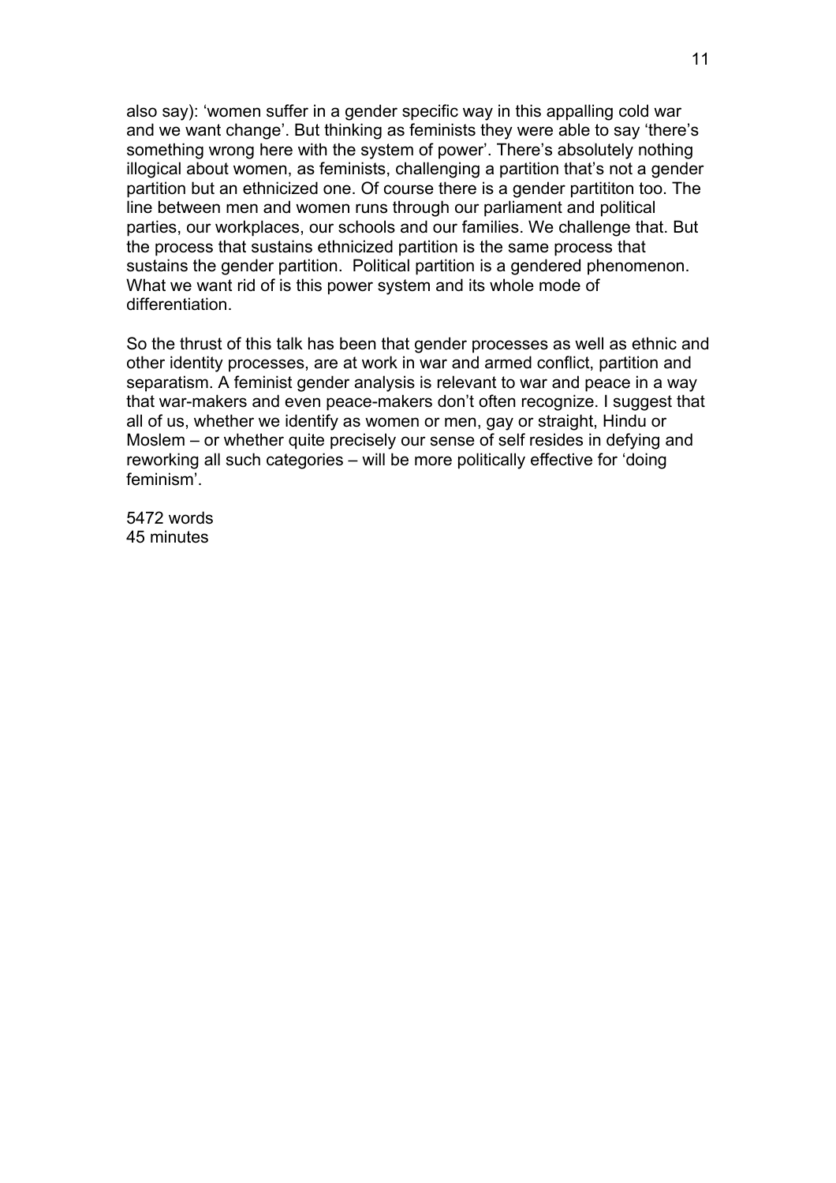also say): 'women suffer in a gender specific way in this appalling cold war and we want change'. But thinking as feminists they were able to say 'there's something wrong here with the system of power'. There's absolutely nothing illogical about women, as feminists, challenging a partition that's not a gender partition but an ethnicized one. Of course there is a gender partititon too. The line between men and women runs through our parliament and political parties, our workplaces, our schools and our families. We challenge that. But the process that sustains ethnicized partition is the same process that sustains the gender partition. Political partition is a gendered phenomenon. What we want rid of is this power system and its whole mode of differentiation.

So the thrust of this talk has been that gender processes as well as ethnic and other identity processes, are at work in war and armed conflict, partition and separatism. A feminist gender analysis is relevant to war and peace in a way that war-makers and even peace-makers don't often recognize. I suggest that all of us, whether we identify as women or men, gay or straight, Hindu or Moslem – or whether quite precisely our sense of self resides in defying and reworking all such categories – will be more politically effective for 'doing feminism'.

5472 words
45 minutes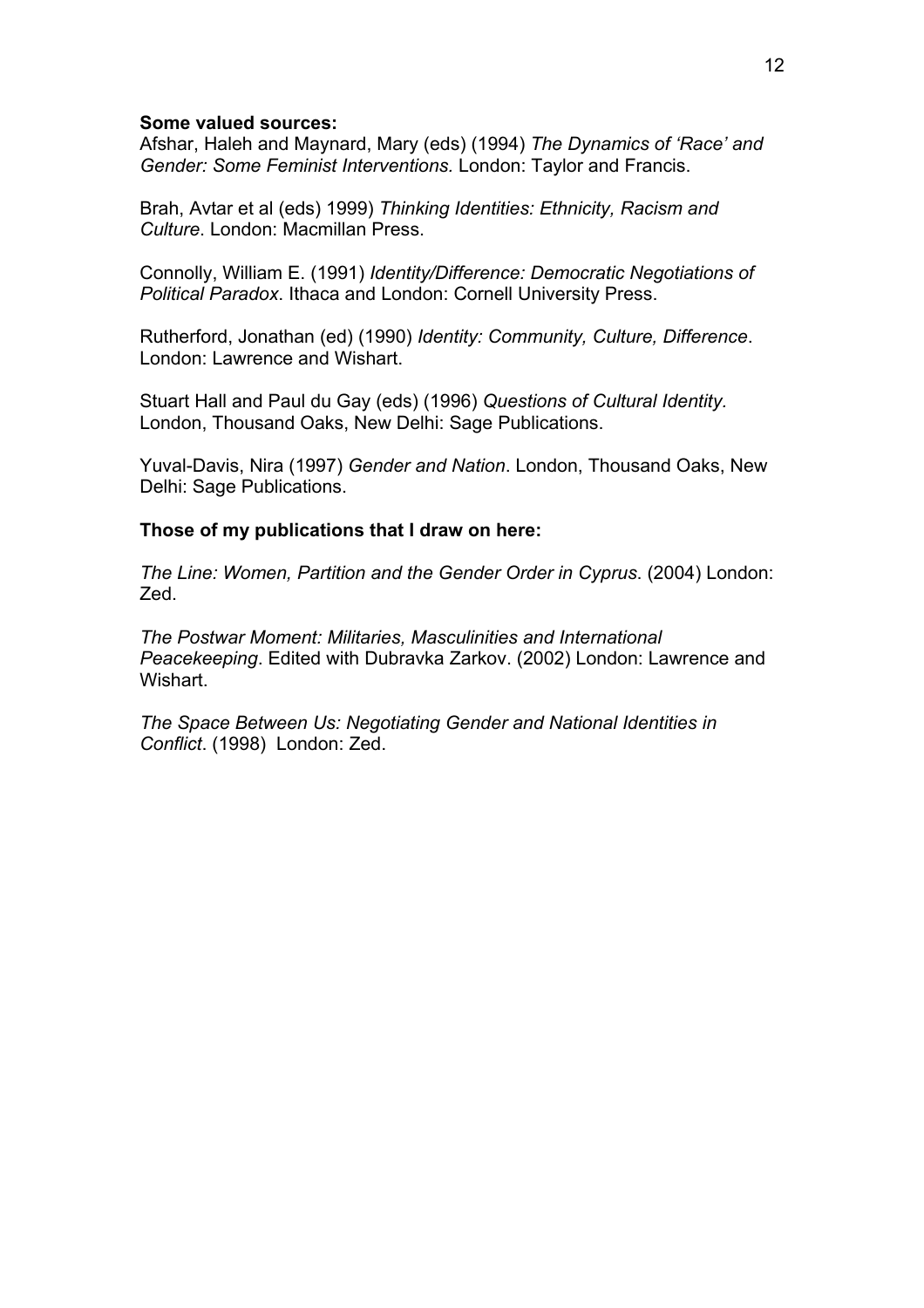**Some valued sources:**

Afshar, Haleh and Maynard, Mary (eds) (1994) *The Dynamics of 'Race' and Gender: Some Feminist Interventions.* London: Taylor and Francis.

Brah, Avtar et al (eds) 1999) *Thinking Identities: Ethnicity, Racism and Culture*. London: Macmillan Press.

Connolly, William E. (1991) *Identity/Difference: Democratic Negotiations of Political Paradox*. Ithaca and London: Cornell University Press.

Rutherford, Jonathan (ed) (1990) *Identity: Community, Culture, Difference*. London: Lawrence and Wishart.

Stuart Hall and Paul du Gay (eds) (1996) *Questions of Cultural Identity.* London, Thousand Oaks, New Delhi: Sage Publications.

Yuval-Davis, Nira (1997) *Gender and Nation*. London, Thousand Oaks, New Delhi: Sage Publications.

**Those of my publications that I draw on here:**

*The Line: Women, Partition and the Gender Order in Cyprus*. (2004) London: Zed.

*The Postwar Moment: Militaries, Masculinities and International Peacekeeping*. Edited with Dubravka Zarkov. (2002) London: Lawrence and Wishart.

*The Space Between Us: Negotiating Gender and National Identities in Conflict*. (1998) London: Zed.